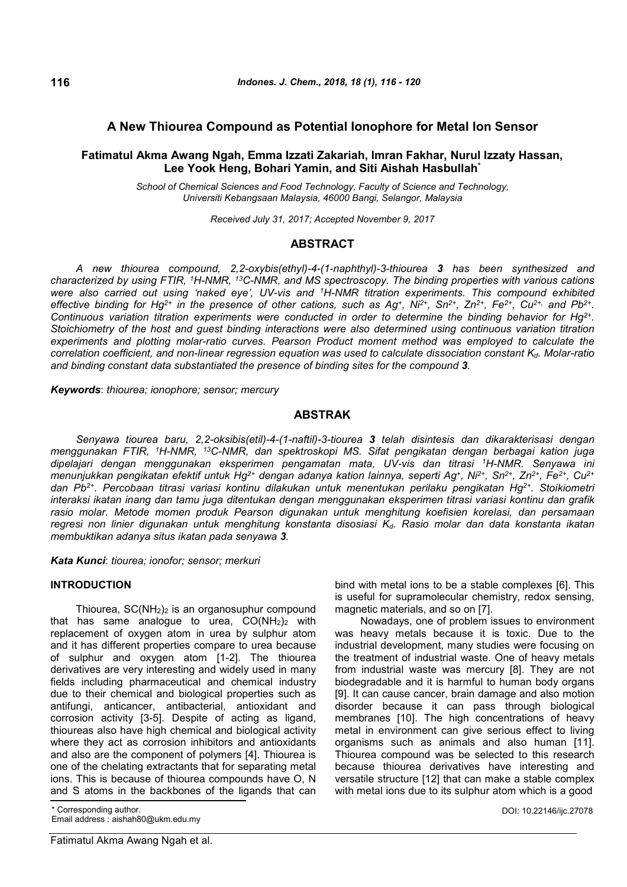# A New Thiourea Compound as Potential Ionophore for Metal Ion Sensor

**Fatimatul Akma Awang Ngah, Emma Izzati Zakariah, Imran Fakhar, Nurul Izzaty Hassan, Lee Yook Heng, Bohari Yamin, and Siti Aishah Hasbullah***

*School of Chemical Sciences and Food Technology, Faculty of Science and Technology, Universiti Kebangsaan Malaysia, 46000 Bangi, Selangor, Malaysia*

*Received July 31, 2017; Accepted November 9, 2017*

## ABSTRACT

*A new thiourea compound, 2,2-oxybis(ethyl)-4-(1-naphthyl)-3-thiourea **3** has been synthesized and characterized by using FTIR, $^{1}$H-NMR, $^{13}$C-NMR, and MS spectroscopy. The binding properties with various cations were also carried out using 'naked eye', UV-vis and $^{1}$H-NMR titration experiments. This compound exhibited effective binding for $Hg^{2+}$ in the presence of other cations, such as $Ag^{+}$, $Ni^{2+}$, $Sn^{2+}$, $Zn^{2+}$, $Fe^{2+}$, $Cu^{2+}$, and $Pb^{2+}$. Continuous variation titration experiments were conducted in order to determine the binding behavior for $Hg^{2+}$. Stoichiometry of the host and guest binding interactions were also determined using continuous variation titration experiments and plotting molar-ratio curves. Pearson Product moment method was employed to calculate the correlation coefficient, and non-linear regression equation was used to calculate dissociation constant $K_d$. Molar-ratio and binding constant data substantiated the presence of binding sites for the compound **3**.*

***Keywords***: *thiourea; ionophore; sensor; mercury*

## ABSTRAK

*Senyawa tiourea baru, 2,2-oksibis(etil)-4-(1-naftil)-3-tiourea **3** telah disintesis dan dikarakterisasi dengan menggunakan FTIR, $^{1}$H-NMR, $^{13}$C-NMR, dan spektroskopi MS. Sifat pengikatan dengan berbagai kation juga dipelajari dengan menggunakan eksperimen pengamatan mata, UV-vis dan titrasi $^{1}$H-NMR. Senyawa ini menunjukkan pengikatan efektif untuk $Hg^{2+}$ dengan adanya kation lainnya, seperti $Ag^{+}$, $Ni^{2+}$, $Sn^{2+}$, $Zn^{2+}$, $Fe^{2+}$, $Cu^{2+}$ dan $Pb^{2+}$. Percobaan titrasi variasi kontinu dilakukan untuk menentukan perilaku pengikatan $Hg^{2+}$. Stoikiometri interaksi ikatan inang dan tamu juga ditentukan dengan menggunakan eksperimen titrasi variasi kontinu dan grafik rasio molar. Metode momen produk Pearson digunakan untuk menghitung koefisien korelasi, dan persamaan regresi non linier digunakan untuk menghitung konstanta disosiasi $K_d$. Rasio molar dan data konstanta ikatan membuktikan adanya situs ikatan pada senyawa **3**.*

***Kata Kunci***: *tiourea; ionofor; sensor; merkuri*

## INTRODUCTION

Thiourea, $SC(NH_2)_2$ is an organosuphur compound that has same analogue to urea, $CO(NH_2)_2$ with replacement of oxygen atom in urea by sulphur atom and it has different properties compare to urea because of sulphur and oxygen atom [1-2]. The thiourea derivatives are very interesting and widely used in many fields including pharmaceutical and chemical industry due to their chemical and biological properties such as antifungi, anticancer, antibacterial, antioxidant and corrosion activity [3-5]. Despite of acting as ligand, thioureas also have high chemical and biological activity where they act as corrosion inhibitors and antioxidants and also are the component of polymers [4]. Thiourea is one of the chelating extractants that for separating metal ions. This is because of thiourea compounds have O, N and S atoms in the backbones of the ligands that can bind with metal ions to be a stable complexes [6]. This is useful for supramolecular chemistry, redox sensing, magnetic materials, and so on [7].

Nowadays, one of problem issues to environment was heavy metals because it is toxic. Due to the industrial development, many studies were focusing on the treatment of industrial waste. One of heavy metals from industrial waste was mercury [8]. They are not biodegradable and it is harmful to human body organs [9]. It can cause cancer, brain damage and also motion disorder because it can pass through biological membranes [10]. The high concentrations of heavy metal in environment can give serious effect to living organisms such as animals and also human [11]. Thiourea compound was be selected to this research because thiourea derivatives have interesting and versatile structure [12] that can make a stable complex with metal ions due to its sulphur atom which is a good

\* Corresponding author.
Email address : aishah80@ukm.edu.my

DOI: 10.22146/ijc.27078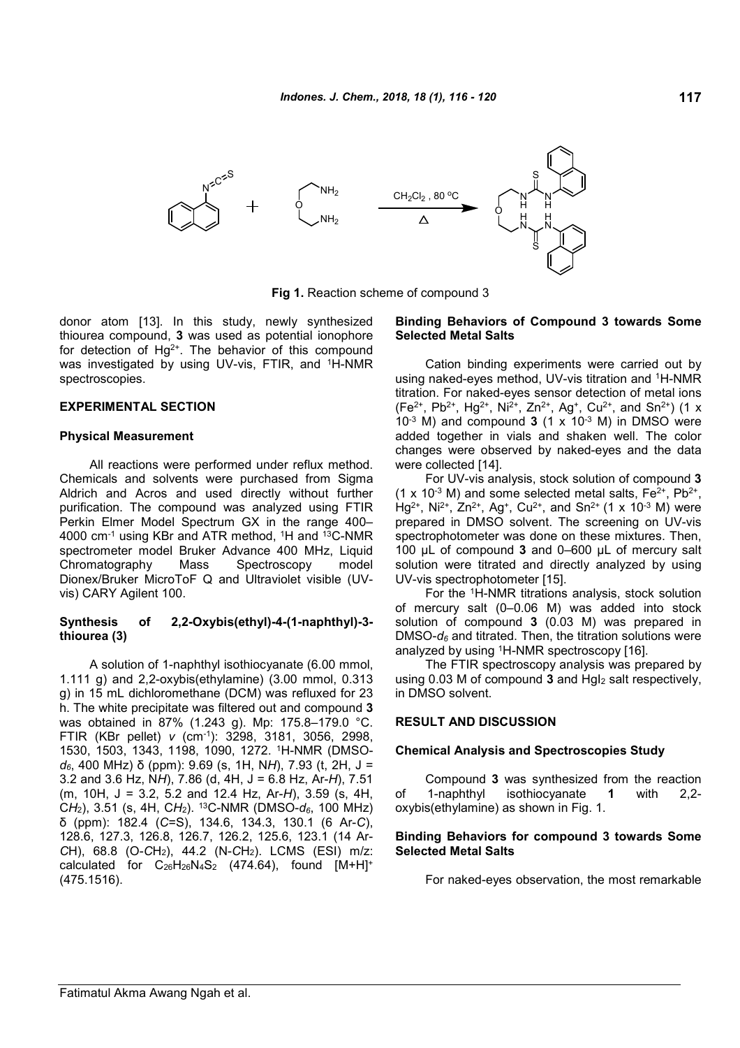Fig 1. Reaction scheme of compound 3

donor atom [13]. In this study, newly synthesized thiourea compound, **3** was used as potential ionophore for detection of $Hg^{2+}$. The behavior of this compound was investigated by using UV-vis, FTIR, and $^1$H-NMR spectroscopies.

## EXPERIMENTAL SECTION

### Physical Measurement

All reactions were performed under reflux method. Chemicals and solvents were purchased from Sigma Aldrich and Acros and used directly without further purification. The compound was analyzed using FTIR Perkin Elmer Model Spectrum GX in the range 400–4000 cm$^{-1}$ using KBr and ATR method, $^1$H and $^{13}$C-NMR spectrometer model Bruker Advance 400 MHz, Liquid Chromatography Mass Spectroscopy model Dionex/Bruker MicroToF Q and Ultraviolet visible (UV-vis) CARY Agilent 100.

### Synthesis of 2,2-Oxybis(ethyl)-4-(1-naphthyl)-3-thiourea (3)

A solution of 1-naphthyl isothiocyanate (6.00 mmol, 1.111 g) and 2,2-oxybis(ethylamine) (3.00 mmol, 0.313 g) in 15 mL dichloromethane (DCM) was refluxed for 23 h. The white precipitate was filtered out and compound **3** was obtained in 87% (1.243 g). Mp: 175.8–179.0 °C. FTIR (KBr pellet) *v* (cm$^{-1}$): 3298, 3181, 3056, 2998, 1530, 1503, 1343, 1198, 1090, 1272. $^1$H-NMR (DMSO-$d_6$, 400 MHz) δ (ppm): 9.69 (s, 1H, N*H*), 7.93 (t, 2H, J = 3.2 and 3.6 Hz, N*H*), 7.86 (d, 4H, J = 6.8 Hz, Ar-*H*), 7.51 (m, 10H, J = 3.2, 5.2 and 12.4 Hz, Ar-*H*), 3.59 (s, 4H, C*H*$_2$), 3.51 (s, 4H, C*H*$_2$). $^{13}$C-NMR (DMSO-$d_6$, 100 MHz) δ (ppm): 182.4 (*C*=S), 134.6, 134.3, 130.1 (6 Ar-*C*), 128.6, 127.3, 126.8, 126.7, 126.2, 125.6, 123.1 (14 Ar-*C*H), 68.8 (O-*C*H$_2$), 44.2 (N-*C*H$_2$). LCMS (ESI) m/z: calculated for $C_{26}H_{26}N_4S_2$ (474.64), found $[M+H]^+$ (475.1516).

### Binding Behaviors of Compound 3 towards Some Selected Metal Salts

Cation binding experiments were carried out by using naked-eyes method, UV-vis titration and $^1$H-NMR titration. For naked-eyes sensor detection of metal ions ($Fe^{2+}$, $Pb^{2+}$, $Hg^{2+}$, $Ni^{2+}$, $Zn^{2+}$, $Ag^+$, $Cu^{2+}$, and $Sn^{2+}$) (1 x $10^{-3}$ M) and compound **3** (1 x $10^{-3}$ M) in DMSO were added together in vials and shaken well. The color changes were observed by naked-eyes and the data were collected [14].

For UV-vis analysis, stock solution of compound **3** (1 x $10^{-3}$ M) and some selected metal salts, $Fe^{2+}$, $Pb^{2+}$, $Hg^{2+}$, $Ni^{2+}$, $Zn^{2+}$, $Ag^+$, $Cu^{2+}$, and $Sn^{2+}$ (1 x $10^{-3}$ M) were prepared in DMSO solvent. The screening on UV-vis spectrophotometer was done on these mixtures. Then, 100 µL of compound **3** and 0–600 µL of mercury salt solution were titrated and directly analyzed by using UV-vis spectrophotometer [15].

For the $^1$H-NMR titrations analysis, stock solution of mercury salt (0–0.06 M) was added into stock solution of compound **3** (0.03 M) was prepared in DMSO-$d_6$ and titrated. Then, the titration solutions were analyzed by using $^1$H-NMR spectroscopy [16].

The FTIR spectroscopy analysis was prepared by using 0.03 M of compound **3** and $HgI_2$ salt respectively, in DMSO solvent.

## RESULT AND DISCUSSION

### Chemical Analysis and Spectroscopies Study

Compound **3** was synthesized from the reaction of 1-naphthyl isothiocyanate **1** with 2,2-oxybis(ethylamine) as shown in Fig. 1.

### Binding Behaviors for compound 3 towards Some Selected Metal Salts

For naked-eyes observation, the most remarkable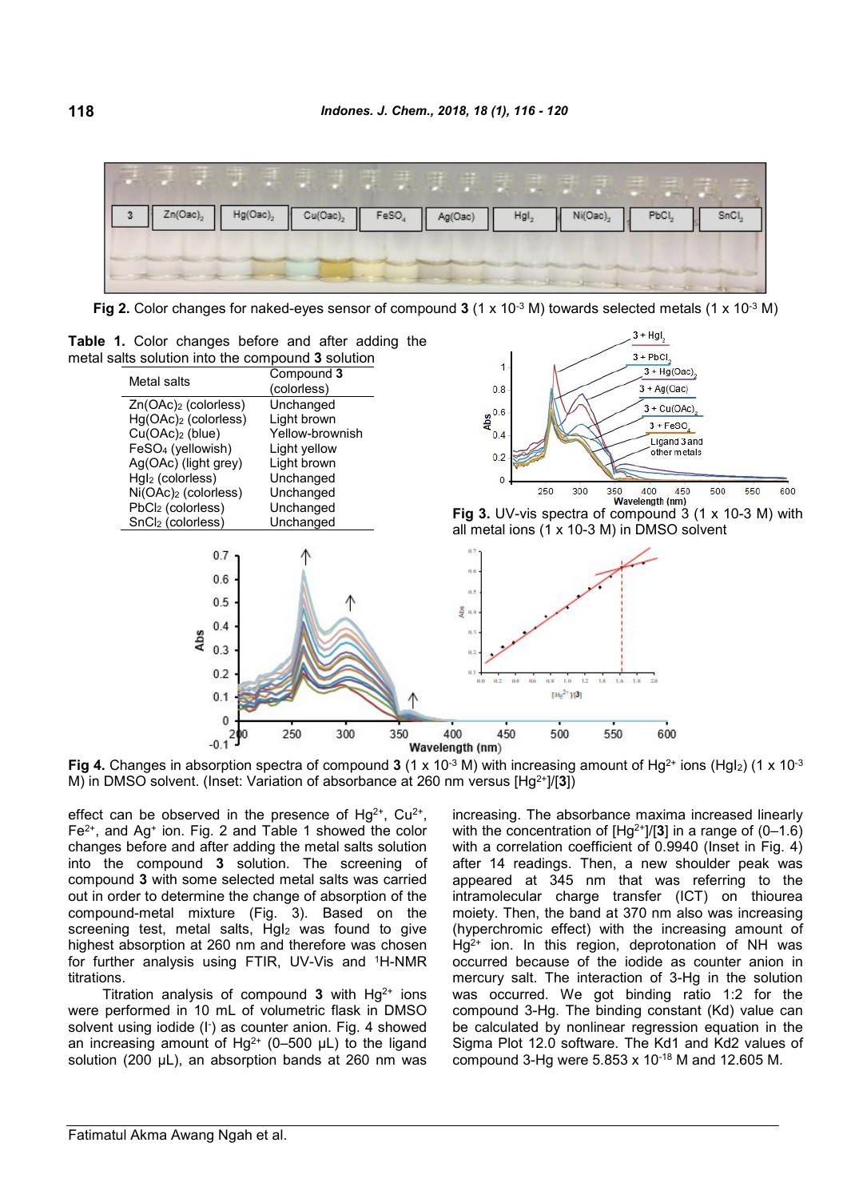**Fig 2.** Color changes for naked-eyes sensor of compound **3** ($1 \times 10^{-3}$ M) towards selected metals ($1 \times 10^{-3}$ M)

**Table 1.** Color changes before and after adding the metal salts solution into the compound **3** solution

| Metal salts | Compound **3** (colorless) |
|---|---|
| $Zn(OAc)_2$ (colorless) | Unchanged |
| $Hg(OAc)_2$ (colorless) | Light brown |
| $Cu(OAc)_2$ (blue) | Yellow-brownish |
| $FeSO_4$ (yellowish) | Light yellow |
| Ag(OAc) (light grey) | Light brown |
| $HgI_2$ (colorless) | Unchanged |
| $Ni(OAc)_2$ (colorless) | Unchanged |
| $PbCl_2$ (colorless) | Unchanged |
| $SnCl_2$ (colorless) | Unchanged |

**Fig 3.** UV-vis spectra of compound 3 (1 x 10-3 M) with all metal ions (1 x 10-3 M) in DMSO solvent

**Fig 4.** Changes in absorption spectra of compound **3** ($1 \times 10^{-3}$ M) with increasing amount of $Hg^{2+}$ ions ($HgI_2$) ($1 \times 10^{-3}$ M) in DMSO solvent. (Inset: Variation of absorbance at 260 nm versus $[Hg^{2+}]/[\mathbf{3}]$)

effect can be observed in the presence of $Hg^{2+}$, $Cu^{2+}$, $Fe^{2+}$, and $Ag^{+}$ ion. Fig. 2 and Table 1 showed the color changes before and after adding the metal salts solution into the compound **3** solution. The screening of compound **3** with some selected metal salts was carried out in order to determine the change of absorption of the compound-metal mixture (Fig. 3). Based on the screening test, metal salts, $HgI_2$ was found to give highest absorption at 260 nm and therefore was chosen for further analysis using FTIR, UV-Vis and $^{1}$H-NMR titrations.

Titration analysis of compound **3** with $Hg^{2+}$ ions were performed in 10 mL of volumetric flask in DMSO solvent using iodide ($I^-$) as counter anion. Fig. 4 showed an increasing amount of $Hg^{2+}$ (0–500 µL) to the ligand solution (200 µL), an absorption bands at 260 nm was increasing. The absorbance maxima increased linearly with the concentration of $[Hg^{2+}]/[\mathbf{3}]$ in a range of (0–1.6) with a correlation coefficient of 0.9940 (Inset in Fig. 4) after 14 readings. Then, a new shoulder peak was appeared at 345 nm that was referring to the intramolecular charge transfer (ICT) on thiourea moiety. Then, the band at 370 nm also was increasing (hyperchromic effect) with the increasing amount of $Hg^{2+}$ ion. In this region, deprotonation of NH was occurred because of the iodide as counter anion in mercury salt. The interaction of 3-Hg in the solution was occurred. We got binding ratio 1:2 for the compound 3-Hg. The binding constant (Kd) value can be calculated by nonlinear regression equation in the Sigma Plot 12.0 software. The Kd1 and Kd2 values of compound 3-Hg were $5.853 \times 10^{-18}$ M and 12.605 M.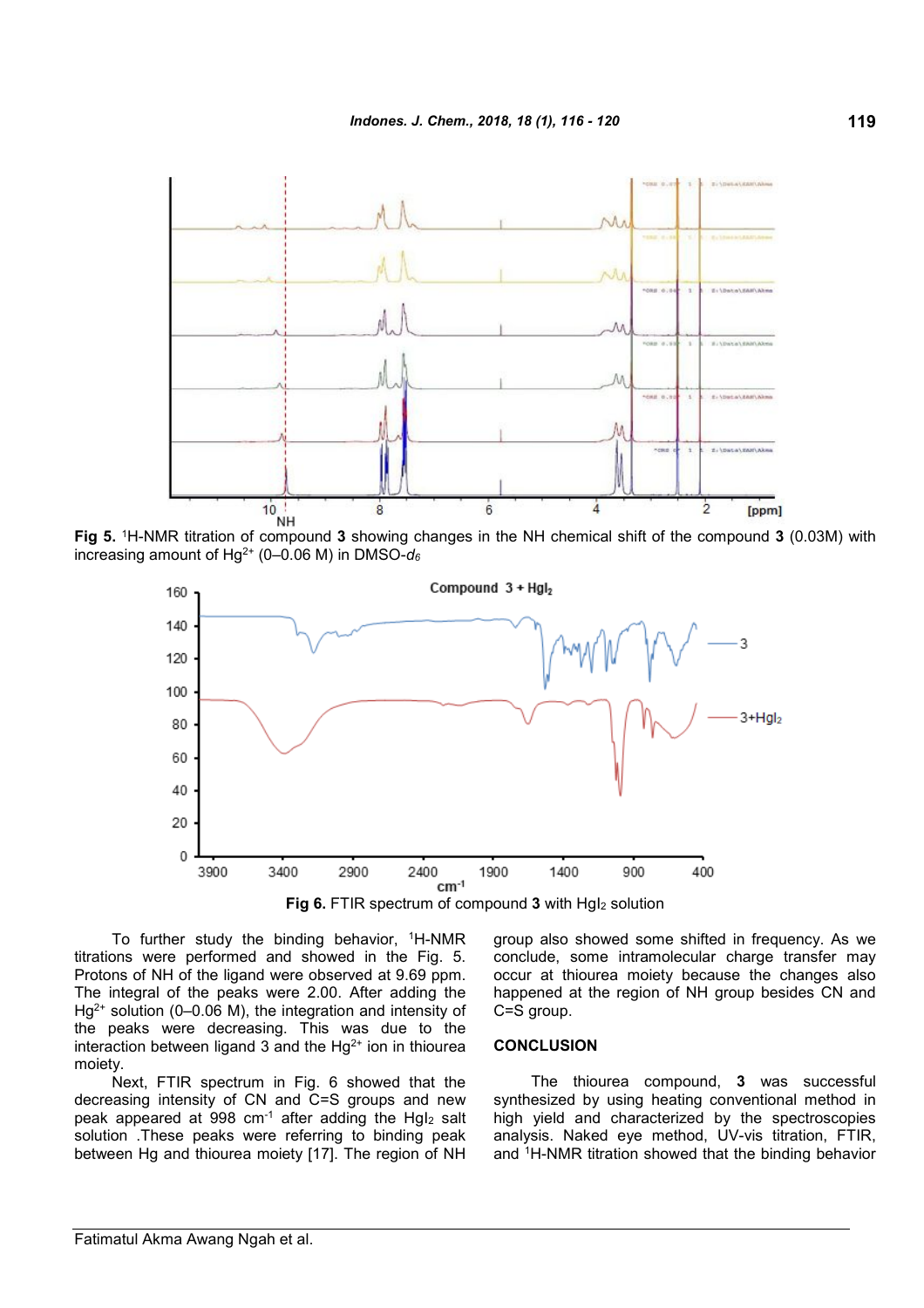**Fig 5.** [1]H-NMR titration of compound **3** showing changes in the NH chemical shift of the compound **3** (0.03M) with increasing amount of $Hg^{2+}$ (0–0.06 M) in DMSO-$d_6$

**Fig 6.** FTIR spectrum of compound **3** with $HgI_2$ solution

To further study the binding behavior, [1]H-NMR titrations were performed and showed in the Fig. 5. Protons of NH of the ligand were observed at 9.69 ppm. The integral of the peaks were 2.00. After adding the $Hg^{2+}$ solution (0–0.06 M), the integration and intensity of the peaks were decreasing. This was due to the interaction between ligand 3 and the $Hg^{2+}$ ion in thiourea moiety.

Next, FTIR spectrum in Fig. 6 showed that the decreasing intensity of CN and C=S groups and new peak appeared at 998 $cm^{-1}$ after adding the $HgI_2$ salt solution .These peaks were referring to binding peak between Hg and thiourea moiety [17]. The region of NH group also showed some shifted in frequency. As we conclude, some intramolecular charge transfer may occur at thiourea moiety because the changes also happened at the region of NH group besides CN and C=S group.

## CONCLUSION

The thiourea compound, **3** was successful synthesized by using heating conventional method in high yield and characterized by the spectroscopies analysis. Naked eye method, UV-vis titration, FTIR, and [1]H-NMR titration showed that the binding behavior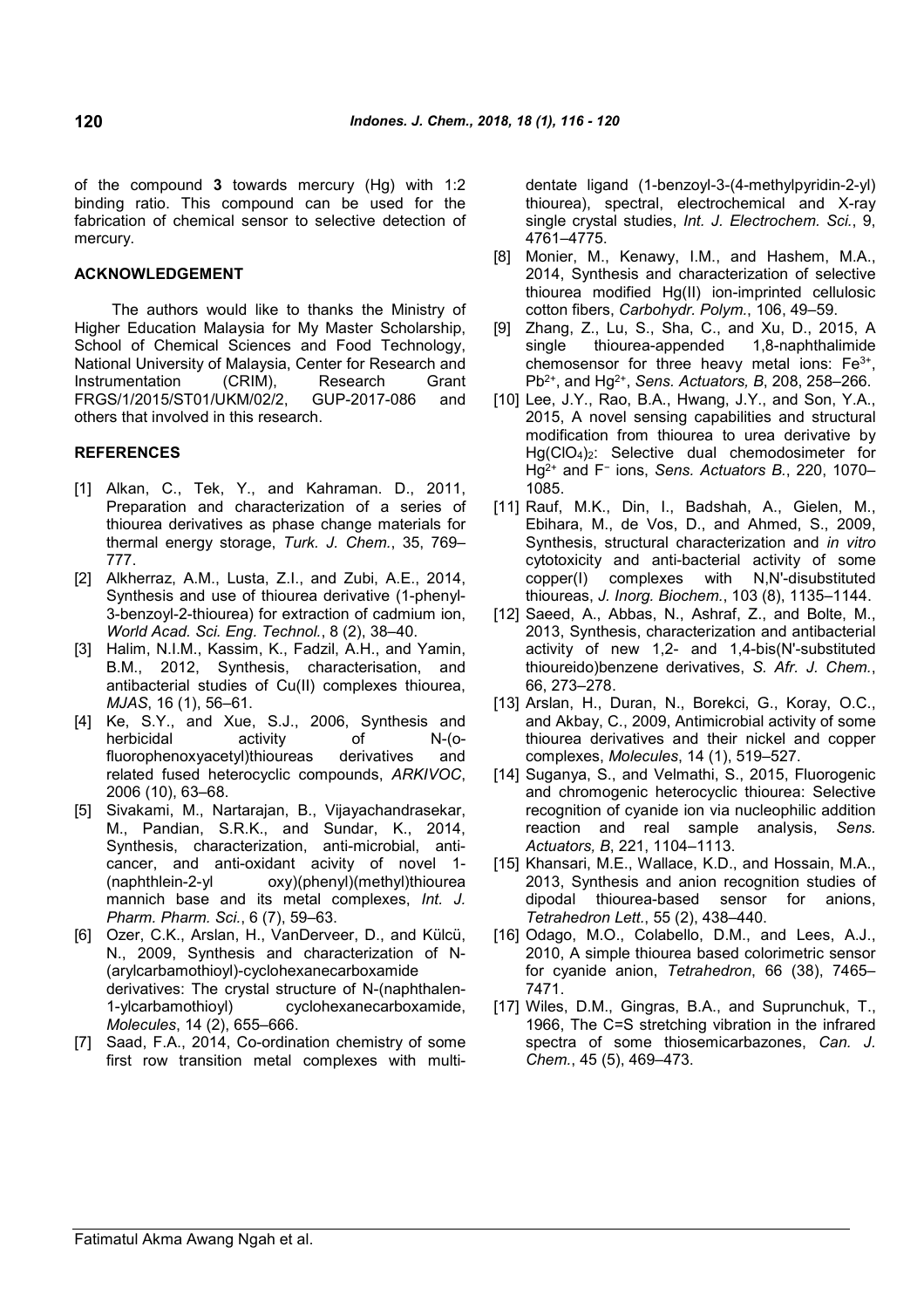of the compound **3** towards mercury (Hg) with 1:2 binding ratio. This compound can be used for the fabrication of chemical sensor to selective detection of mercury.

## ACKNOWLEDGEMENT

The authors would like to thanks the Ministry of Higher Education Malaysia for My Master Scholarship, School of Chemical Sciences and Food Technology, National University of Malaysia, Center for Research and Instrumentation (CRIM), Research Grant FRGS/1/2015/ST01/UKM/02/2, GUP-2017-086 and others that involved in this research.

## REFERENCES

[1] Alkan, C., Tek, Y., and Kahraman. D., 2011, Preparation and characterization of a series of thiourea derivatives as phase change materials for thermal energy storage, *Turk. J. Chem.*, 35, 769–777.

[2] Alkherraz, A.M., Lusta, Z.I., and Zubi, A.E., 2014, Synthesis and use of thiourea derivative (1-phenyl-3-benzoyl-2-thiourea) for extraction of cadmium ion, *World Acad. Sci. Eng. Technol.*, 8 (2), 38–40.

[3] Halim, N.I.M., Kassim, K., Fadzil, A.H., and Yamin, B.M., 2012, Synthesis, characterisation, and antibacterial studies of Cu(II) complexes thiourea, *MJAS*, 16 (1), 56–61.

[4] Ke, S.Y., and Xue, S.J., 2006, Synthesis and herbicidal activity of N-(o-fluorophenoxyacetyl)thioureas derivatives and related fused heterocyclic compounds, *ARKIVOC*, 2006 (10), 63–68.

[5] Sivakami, M., Nartarajan, B., Vijayachandrasekar, M., Pandian, S.R.K., and Sundar, K., 2014, Synthesis, characterization, anti-microbial, anti-cancer, and anti-oxidant acivity of novel 1-(naphthlein-2-yl oxy)(phenyl)(methyl)thiourea mannich base and its metal complexes, *Int. J. Pharm. Pharm. Sci.*, 6 (7), 59–63.

[6] Ozer, C.K., Arslan, H., VanDerveer, D., and Külcü, N., 2009, Synthesis and characterization of N-(arylcarbamothioyl)-cyclohexanecarboxamide derivatives: The crystal structure of N-(naphthalen-1-ylcarbamothioyl) cyclohexanecarboxamide, *Molecules*, 14 (2), 655–666.

[7] Saad, F.A., 2014, Co-ordination chemistry of some first row transition metal complexes with multi-dentate ligand (1-benzoyl-3-(4-methylpyridin-2-yl) thiourea), spectral, electrochemical and X-ray single crystal studies, *Int. J. Electrochem. Sci.*, 9, 4761–4775.

[8] Monier, M., Kenawy, I.M., and Hashem, M.A., 2014, Synthesis and characterization of selective thiourea modified Hg(II) ion-imprinted cellulosic cotton fibers, *Carbohydr. Polym.*, 106, 49–59.

[9] Zhang, Z., Lu, S., Sha, C., and Xu, D., 2015, A single thiourea-appended 1,8-naphthalimide chemosensor for three heavy metal ions: $Fe^{3+}$, $Pb^{2+}$, and $Hg^{2+}$, *Sens. Actuators, B*, 208, 258–266.

[10] Lee, J.Y., Rao, B.A., Hwang, J.Y., and Son, Y.A., 2015, A novel sensing capabilities and structural modification from thiourea to urea derivative by $Hg(ClO_4)_2$: Selective dual chemodosimeter for $Hg^{2+}$ and $F^-$ ions, *Sens. Actuators B.*, 220, 1070–1085.

[11] Rauf, M.K., Din, I., Badshah, A., Gielen, M., Ebihara, M., de Vos, D., and Ahmed, S., 2009, Synthesis, structural characterization and *in vitro* cytotoxicity and anti-bacterial activity of some copper(I) complexes with N,N'-disubstituted thioureas, *J. Inorg. Biochem.*, 103 (8), 1135–1144.

[12] Saeed, A., Abbas, N., Ashraf, Z., and Bolte, M., 2013, Synthesis, characterization and antibacterial activity of new 1,2- and 1,4-bis(N'-substituted thioureido)benzene derivatives, *S. Afr. J. Chem.*, 66, 273–278.

[13] Arslan, H., Duran, N., Borekci, G., Koray, O.C., and Akbay, C., 2009, Antimicrobial activity of some thiourea derivatives and their nickel and copper complexes, *Molecules*, 14 (1), 519–527.

[14] Suganya, S., and Velmathi, S., 2015, Fluorogenic and chromogenic heterocyclic thiourea: Selective recognition of cyanide ion via nucleophilic addition reaction and real sample analysis, *Sens. Actuators, B*, 221, 1104–1113.

[15] Khansari, M.E., Wallace, K.D., and Hossain, M.A., 2013, Synthesis and anion recognition studies of dipodal thiourea-based sensor for anions, *Tetrahedron Lett.*, 55 (2), 438–440.

[16] Odago, M.O., Colabello, D.M., and Lees, A.J., 2010, A simple thiourea based colorimetric sensor for cyanide anion, *Tetrahedron*, 66 (38), 7465–7471.

[17] Wiles, D.M., Gingras, B.A., and Suprunchuk, T., 1966, The C=S stretching vibration in the infrared spectra of some thiosemicarbazones, *Can. J. Chem.*, 45 (5), 469–473.